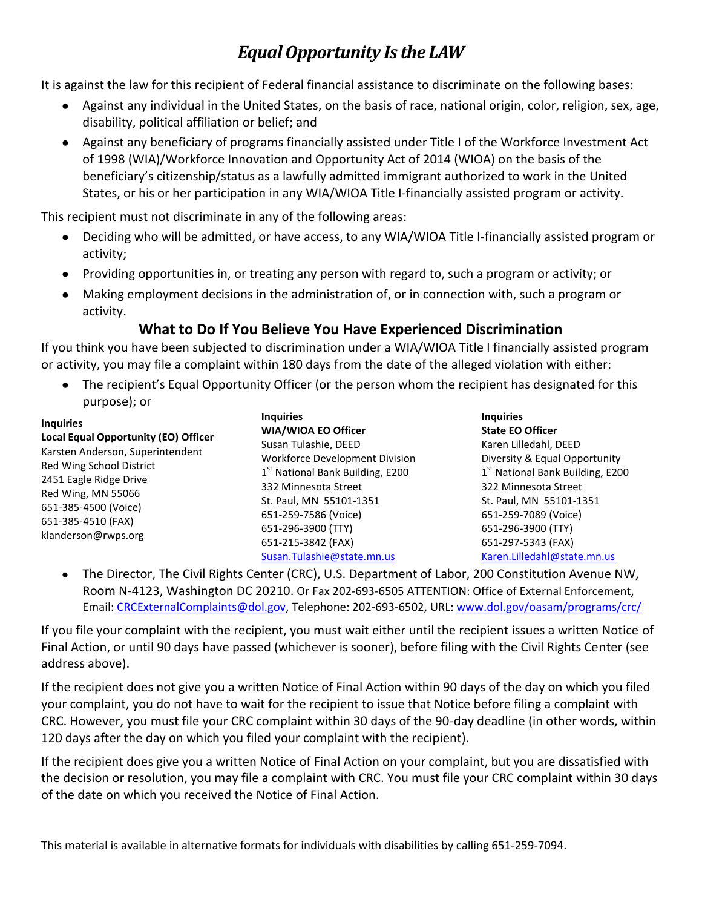# *Equal Opportunity Is the LAW*

It is against the law for this recipient of Federal financial assistance to discriminate on the following bases:

- Against any individual in the United States, on the basis of race, national origin, color, religion, sex, age, disability, political affiliation or belief; and
- Against any beneficiary of programs financially assisted under Title I of the Workforce Investment Act of 1998 (WIA)/Workforce Innovation and Opportunity Act of 2014 (WIOA) on the basis of the beneficiary's citizenship/status as a lawfully admitted immigrant authorized to work in the United States, or his or her participation in any WIA/WIOA Title I-financially assisted program or activity.

This recipient must not discriminate in any of the following areas:

- Deciding who will be admitted, or have access, to any WIA/WIOA Title I-financially assisted program or activity;
- Providing opportunities in, or treating any person with regard to, such a program or activity; or
- Making employment decisions in the administration of, or in connection with, such a program or activity.

## What to Do If You Believe You Have Experienced Discrimination

If you think you have been subjected to discrimination under a WIA/WIOA Title I financially assisted program or activity, you may file a complaint within 180 days from the date of the alleged violation with either:

- The recipient's Equal Opportunity Officer (or the person whom the recipient has designated for this purpose); or

**Inquiries**
**Local Equal Opportunity (EO) Officer**
Karsten Anderson, Superintendent
Red Wing School District
2451 Eagle Ridge Drive
Red Wing, MN 55066
651-385-4500 (Voice)
651-385-4510 (FAX)
klanderson@rwps.org

**Inquiries**
**WIA/WIOA EO Officer**
Susan Tulashie, DEED
Workforce Development Division
1st National Bank Building, E200
332 Minnesota Street
St. Paul, MN 55101-1351
651-259-7586 (Voice)
651-296-3900 (TTY)
651-215-3842 (FAX)
Susan.Tulashie@state.mn.us

**Inquiries**
**State EO Officer**
Karen Lilledahl, DEED
Diversity & Equal Opportunity
1st National Bank Building, E200
322 Minnesota Street
St. Paul, MN 55101-1351
651-259-7089 (Voice)
651-296-3900 (TTY)
651-297-5343 (FAX)
Karen.Lilledahl@state.mn.us

- The Director, The Civil Rights Center (CRC), U.S. Department of Labor, 200 Constitution Avenue NW, Room N-4123, Washington DC 20210. Or Fax 202-693-6505 ATTENTION: Office of External Enforcement, Email: CRCExternalComplaints@dol.gov, Telephone: 202-693-6502, URL: www.dol.gov/oasam/programs/crc/

If you file your complaint with the recipient, you must wait either until the recipient issues a written Notice of Final Action, or until 90 days have passed (whichever is sooner), before filing with the Civil Rights Center (see address above).

If the recipient does not give you a written Notice of Final Action within 90 days of the day on which you filed your complaint, you do not have to wait for the recipient to issue that Notice before filing a complaint with CRC. However, you must file your CRC complaint within 30 days of the 90-day deadline (in other words, within 120 days after the day on which you filed your complaint with the recipient).

If the recipient does give you a written Notice of Final Action on your complaint, but you are dissatisfied with the decision or resolution, you may file a complaint with CRC. You must file your CRC complaint within 30 days of the date on which you received the Notice of Final Action.

This material is available in alternative formats for individuals with disabilities by calling 651-259-7094.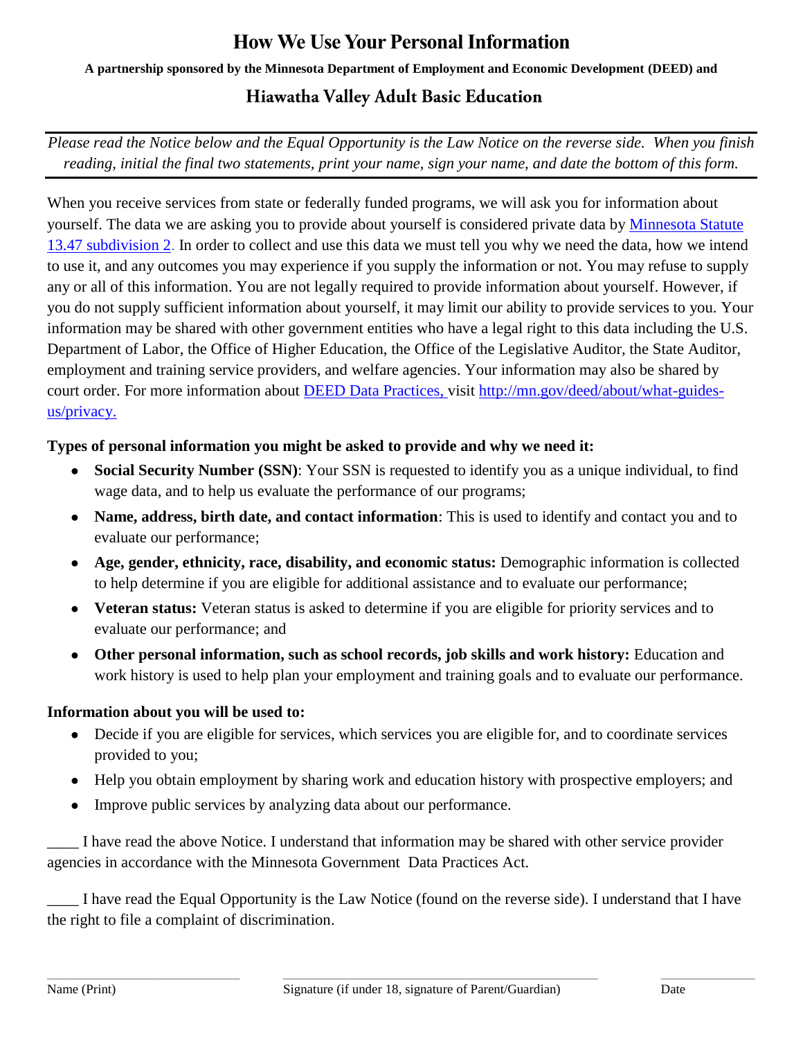# How We Use Your Personal Information

**A partnership sponsored by the Minnesota Department of Employment and Economic Development (DEED) and**

## Hiawatha Valley Adult Basic Education

*Please read the Notice below and the Equal Opportunity is the Law Notice on the reverse side. When you finish reading, initial the final two statements, print your name, sign your name, and date the bottom of this form.*

When you receive services from state or federally funded programs, we will ask you for information about yourself. The data we are asking you to provide about yourself is considered private data by [Minnesota Statute 13.47 subdivision 2](). In order to collect and use this data we must tell you why we need the data, how we intend to use it, and any outcomes you may experience if you supply the information or not. You may refuse to supply any or all of this information. You are not legally required to provide information about yourself. However, if you do not supply sufficient information about yourself, it may limit our ability to provide services to you. Your information may be shared with other government entities who have a legal right to this data including the U.S. Department of Labor, the Office of Higher Education, the Office of the Legislative Auditor, the State Auditor, employment and training service providers, and welfare agencies. Your information may also be shared by court order. For more information about [DEED Data Practices,]() visit [http://mn.gov/deed/about/what-guides-us/privacy.](http://mn.gov/deed/about/what-guides-us/privacy)

**Types of personal information you might be asked to provide and why we need it:**

- **Social Security Number (SSN)**: Your SSN is requested to identify you as a unique individual, to find wage data, and to help us evaluate the performance of our programs;
- **Name, address, birth date, and contact information**: This is used to identify and contact you and to evaluate our performance;
- **Age, gender, ethnicity, race, disability, and economic status:** Demographic information is collected to help determine if you are eligible for additional assistance and to evaluate our performance;
- **Veteran status:** Veteran status is asked to determine if you are eligible for priority services and to evaluate our performance; and
- **Other personal information, such as school records, job skills and work history:** Education and work history is used to help plan your employment and training goals and to evaluate our performance.

**Information about you will be used to:**

- Decide if you are eligible for services, which services you are eligible for, and to coordinate services provided to you;
- Help you obtain employment by sharing work and education history with prospective employers; and
- Improve public services by analyzing data about our performance.

____ I have read the above Notice. I understand that information may be shared with other service provider agencies in accordance with the Minnesota Government Data Practices Act.

____ I have read the Equal Opportunity is the Law Notice (found on the reverse side). I understand that I have the right to file a complaint of discrimination.

| | | |
|---|---|---|
| ______________________ | ______________________________ | __________ |
| Name (Print) | Signature (if under 18, signature of Parent/Guardian) | Date |